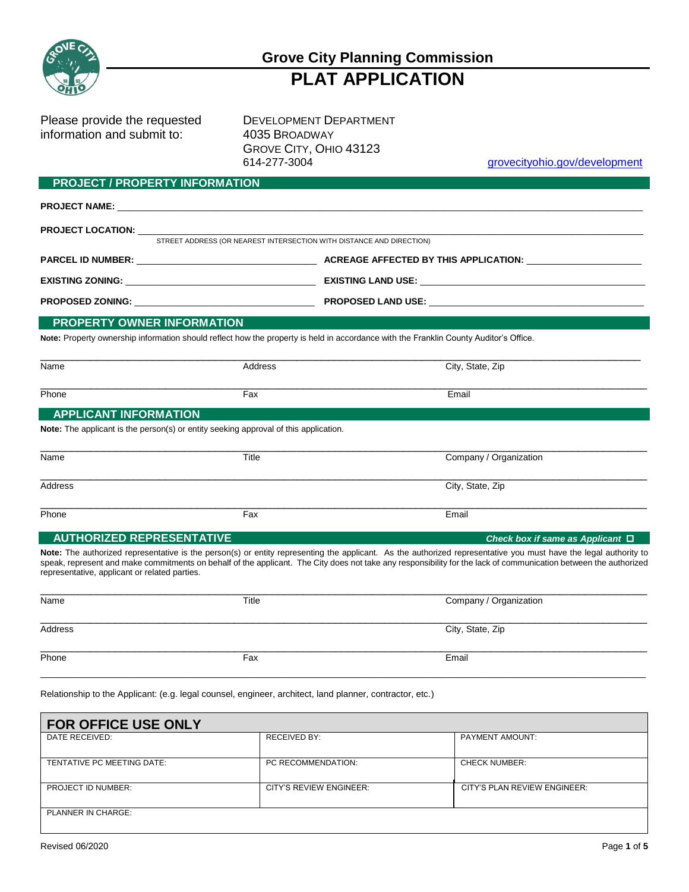# Grove City Planning Commission

# PLAT APPLICATION

Please provide the requested information and submit to:

DEVELOPMENT DEPARTMENT
4035 BROADWAY
GROVE CITY, OHIO 43123
614-277-3004

grovecityohio.gov/development

## PROJECT / PROPERTY INFORMATION

**PROJECT NAME:** ______________________________

**PROJECT LOCATION:** ______________________________
STREET ADDRESS (OR NEAREST INTERSECTION WITH DISTANCE AND DIRECTION)

**PARCEL ID NUMBER:** ______________ **ACREAGE AFFECTED BY THIS APPLICATION:** ______________

**EXISTING ZONING:** ______________ **EXISTING LAND USE:** ______________

**PROPOSED ZONING:** ______________ **PROPOSED LAND USE:** ______________

## PROPERTY OWNER INFORMATION

**Note:** Property ownership information should reflect how the property is held in accordance with the Franklin County Auditor's Office.

| Name | Address | City, State, Zip |
|---|---|---|
| Phone | Fax | Email |

## APPLICANT INFORMATION

**Note:** The applicant is the person(s) or entity seeking approval of this application.

| Name | Title | Company / Organization |
|---|---|---|
| Address | | City, State, Zip |
| Phone | Fax | Email |

## AUTHORIZED REPRESENTATIVE

***Check box if same as Applicant*** ☐

**Note:** The authorized representative is the person(s) or entity representing the applicant. As the authorized representative you must have the legal authority to speak, represent and make commitments on behalf of the applicant. The City does not take any responsibility for the lack of communication between the authorized representative, applicant or related parties.

| Name | Title | Company / Organization |
|---|---|---|
| Address | | City, State, Zip |
| Phone | Fax | Email |

Relationship to the Applicant: (e.g. legal counsel, engineer, architect, land planner, contractor, etc.)

## FOR OFFICE USE ONLY

| DATE RECEIVED: | RECEIVED BY: | PAYMENT AMOUNT: |
|---|---|---|
| TENTATIVE PC MEETING DATE: | PC RECOMMENDATION: | CHECK NUMBER: |
| PROJECT ID NUMBER: | CITY'S REVIEW ENGINEER: | CITY'S PLAN REVIEW ENGINEER: |
| PLANNER IN CHARGE: | | |

Revised 06/2020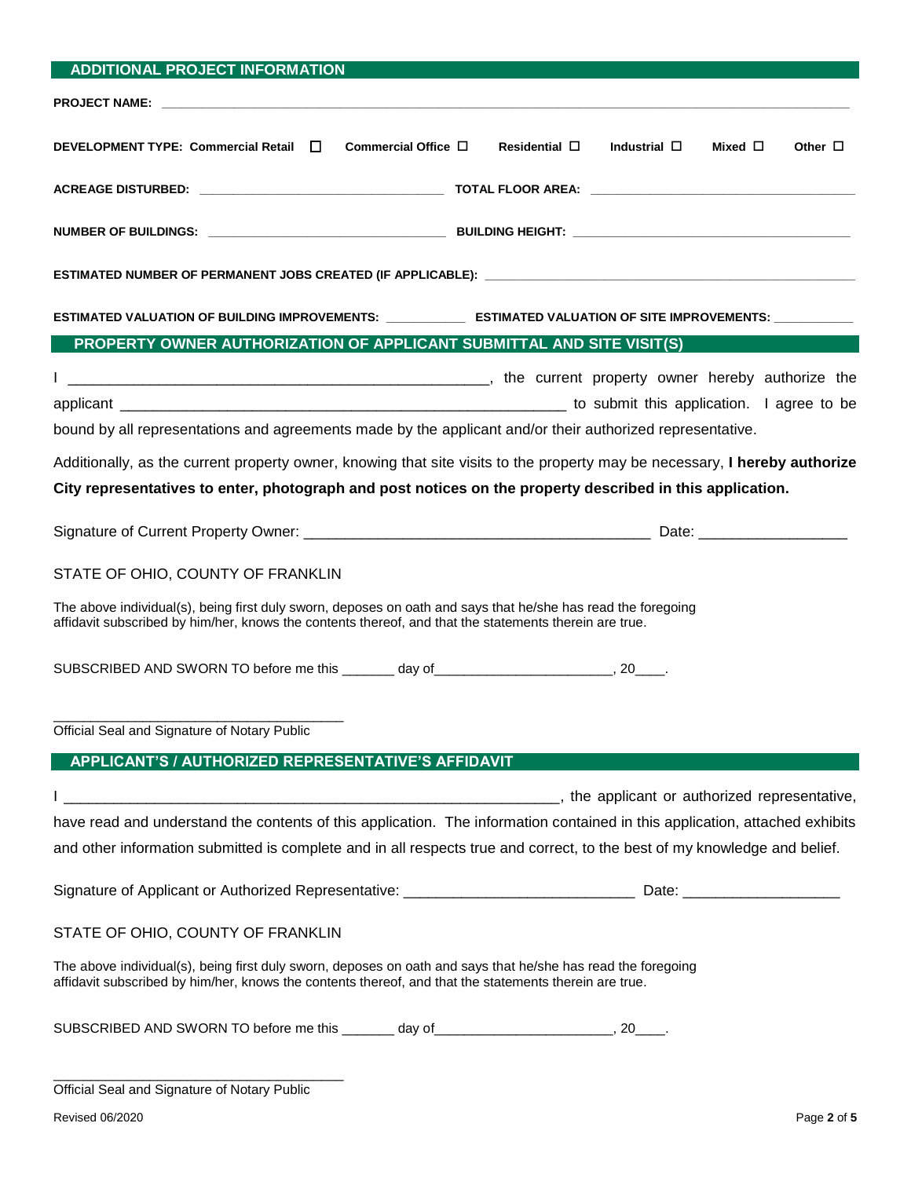## ADDITIONAL PROJECT INFORMATION

**PROJECT NAME:** ____________________________________________________________

**DEVELOPMENT TYPE: Commercial Retail** ☐ **Commercial Office** ☐ **Residential** ☐ **Industrial** ☐ **Mixed** ☐ **Other** ☐

**ACREAGE DISTURBED:** ______________________ **TOTAL FLOOR AREA:** ______________________

**NUMBER OF BUILDINGS:** ______________________ **BUILDING HEIGHT:** ______________________

**ESTIMATED NUMBER OF PERMANENT JOBS CREATED (IF APPLICABLE):** ______________________

**ESTIMATED VALUATION OF BUILDING IMPROVEMENTS:** ___________ **ESTIMATED VALUATION OF SITE IMPROVEMENTS:** ___________

## PROPERTY OWNER AUTHORIZATION OF APPLICANT SUBMITTAL AND SITE VISIT(S)

I ______________________________________________, the current property owner hereby authorize the applicant ______________________________________________ to submit this application. I agree to be bound by all representations and agreements made by the applicant and/or their authorized representative.

Additionally, as the current property owner, knowing that site visits to the property may be necessary, **I hereby authorize City representatives to enter, photograph and post notices on the property described in this application.**

Signature of Current Property Owner: ______________________________________ Date: __________________

STATE OF OHIO, COUNTY OF FRANKLIN

The above individual(s), being first duly sworn, deposes on oath and says that he/she has read the foregoing affidavit subscribed by him/her, knows the contents thereof, and that the statements therein are true.

SUBSCRIBED AND SWORN TO before me this _______ day of________________________, 20____.

______________________________________
Official Seal and Signature of Notary Public

## APPLICANT'S / AUTHORIZED REPRESENTATIVE'S AFFIDAVIT

I ______________________________________________________________, the applicant or authorized representative, have read and understand the contents of this application. The information contained in this application, attached exhibits and other information submitted is complete and in all respects true and correct, to the best of my knowledge and belief.

Signature of Applicant or Authorized Representative: ____________________________ Date: ___________________

STATE OF OHIO, COUNTY OF FRANKLIN

The above individual(s), being first duly sworn, deposes on oath and says that he/she has read the foregoing affidavit subscribed by him/her, knows the contents thereof, and that the statements therein are true.

SUBSCRIBED AND SWORN TO before me this _______ day of________________________, 20____.

______________________________________
Official Seal and Signature of Notary Public

Revised 06/2020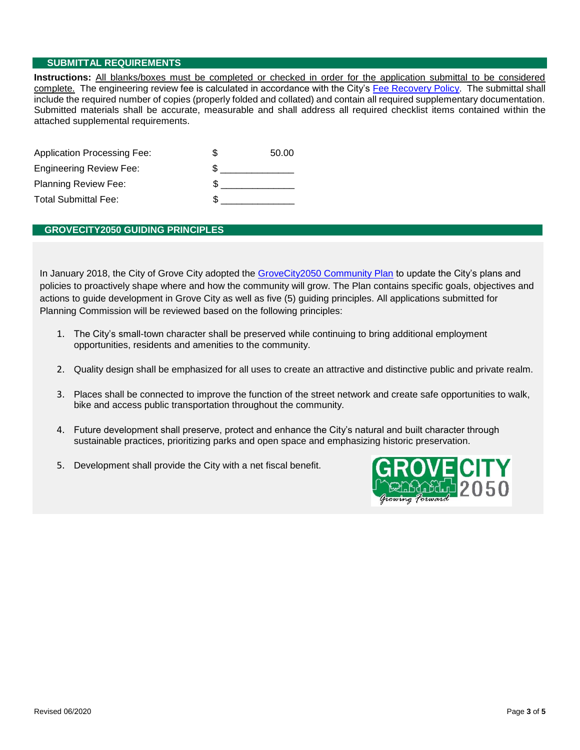## SUBMITTAL REQUIREMENTS

**Instructions:** All blanks/boxes must be completed or checked in order for the application submittal to be considered complete. The engineering review fee is calculated in accordance with the City's Fee Recovery Policy. The submittal shall include the required number of copies (properly folded and collated) and contain all required supplementary documentation. Submitted materials shall be accurate, measurable and shall address all required checklist items contained within the attached supplemental requirements.

| | |
|---|---|
| Application Processing Fee: | $ 50.00 |
| Engineering Review Fee: | $ ______________ |
| Planning Review Fee: | $ ______________ |
| Total Submittal Fee: | $ ______________ |

## GROVECITY2050 GUIDING PRINCIPLES

In January 2018, the City of Grove City adopted the GroveCity2050 Community Plan to update the City's plans and policies to proactively shape where and how the community will grow. The Plan contains specific goals, objectives and actions to guide development in Grove City as well as five (5) guiding principles. All applications submitted for Planning Commission will be reviewed based on the following principles:

1. The City's small-town character shall be preserved while continuing to bring additional employment opportunities, residents and amenities to the community.
2. Quality design shall be emphasized for all uses to create an attractive and distinctive public and private realm.
3. Places shall be connected to improve the function of the street network and create safe opportunities to walk, bike and access public transportation throughout the community.
4. Future development shall preserve, protect and enhance the City's natural and built character through sustainable practices, prioritizing parks and open space and emphasizing historic preservation.
5. Development shall provide the City with a net fiscal benefit.

GROVE CITY 2050 — Growing Forward

Revised 06/2020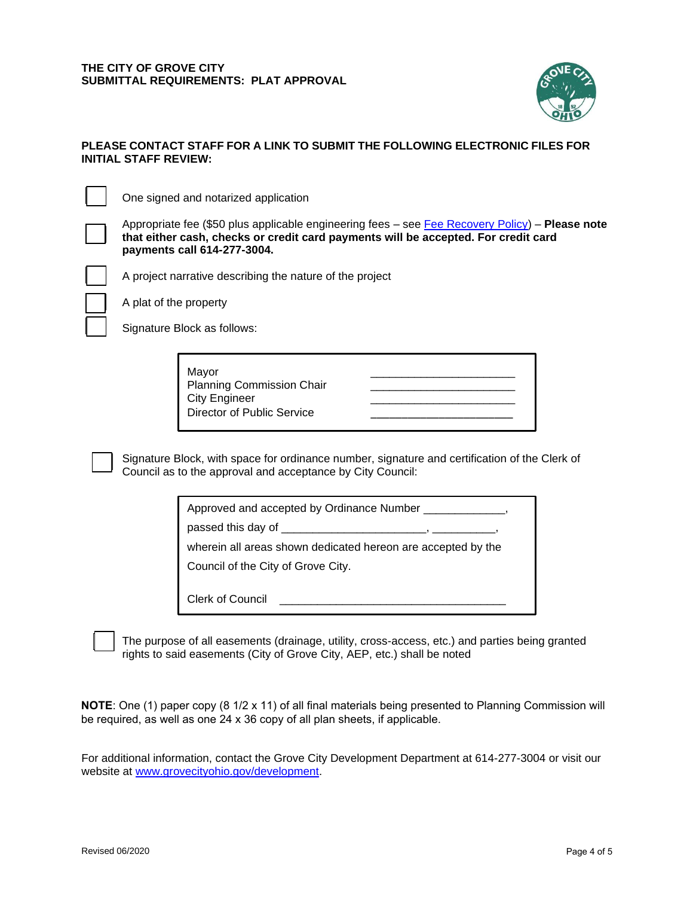**THE CITY OF GROVE CITY**
**SUBMITTAL REQUIREMENTS: PLAT APPROVAL**

**PLEASE CONTACT STAFF FOR A LINK TO SUBMIT THE FOLLOWING ELECTRONIC FILES FOR INITIAL STAFF REVIEW:**

- [ ] One signed and notarized application
- [ ] Appropriate fee ($50 plus applicable engineering fees – see Fee Recovery Policy) – **Please note that either cash, checks or credit card payments will be accepted. For credit card payments call 614-277-3004.**
- [ ] A project narrative describing the nature of the project
- [ ] A plat of the property
- [ ] Signature Block as follows:

| | |
|---|---|
| Mayor | ______________________ |
| Planning Commission Chair | ______________________ |
| City Engineer | ______________________ |
| Director of Public Service | ______________________ |

- [ ] Signature Block, with space for ordinance number, signature and certification of the Clerk of Council as to the approval and acceptance by City Council:

> Approved and accepted by Ordinance Number ____________,
>
> passed this day of ______________________, __________,
>
> wherein all areas shown dedicated hereon are accepted by the Council of the City of Grove City.
>
> Clerk of Council ____________________________________

- [ ] The purpose of all easements (drainage, utility, cross-access, etc.) and parties being granted rights to said easements (City of Grove City, AEP, etc.) shall be noted

**NOTE**: One (1) paper copy (8 1/2 x 11) of all final materials being presented to Planning Commission will be required, as well as one 24 x 36 copy of all plan sheets, if applicable.

For additional information, contact the Grove City Development Department at 614-277-3004 or visit our website at www.grovecityohio.gov/development.

Revised 06/2020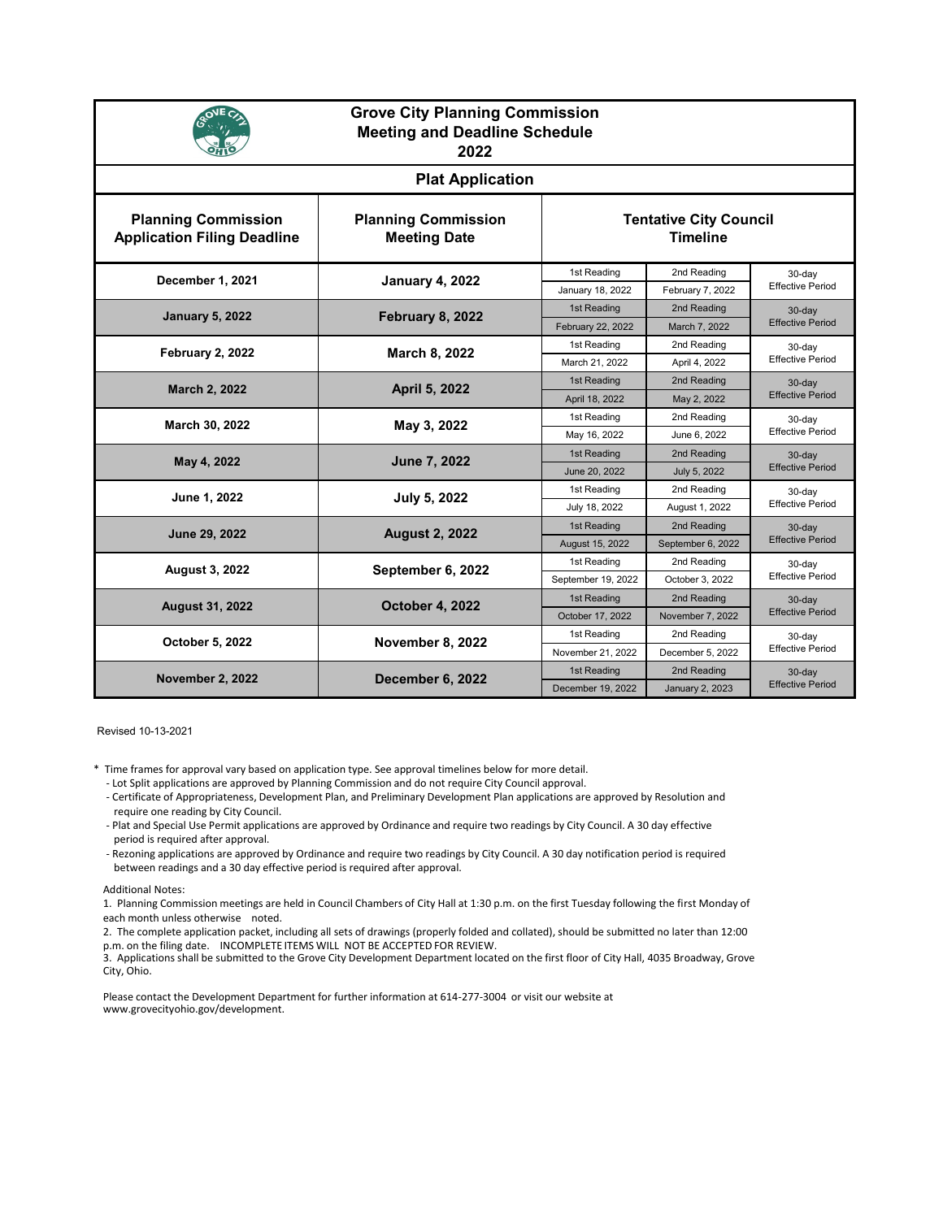# Grove City Planning Commission Meeting and Deadline Schedule 2022

## Plat Application

| Planning Commission Application Filing Deadline | Planning Commission Meeting Date | Tentative City Council Timeline | | |
|---|---|---|---|---|
| | | 1st Reading | 2nd Reading | 30-day Effective Period |
| December 1, 2021 | January 4, 2022 | January 18, 2022 | February 7, 2022 | 30-day Effective Period |
| January 5, 2022 | February 8, 2022 | February 22, 2022 | March 7, 2022 | 30-day Effective Period |
| February 2, 2022 | March 8, 2022 | March 21, 2022 | April 4, 2022 | 30-day Effective Period |
| March 2, 2022 | April 5, 2022 | April 18, 2022 | May 2, 2022 | 30-day Effective Period |
| March 30, 2022 | May 3, 2022 | May 16, 2022 | June 6, 2022 | 30-day Effective Period |
| May 4, 2022 | June 7, 2022 | June 20, 2022 | July 5, 2022 | 30-day Effective Period |
| June 1, 2022 | July 5, 2022 | July 18, 2022 | August 1, 2022 | 30-day Effective Period |
| June 29, 2022 | August 2, 2022 | August 15, 2022 | September 6, 2022 | 30-day Effective Period |
| August 3, 2022 | September 6, 2022 | September 19, 2022 | October 3, 2022 | 30-day Effective Period |
| August 31, 2022 | October 4, 2022 | October 17, 2022 | November 7, 2022 | 30-day Effective Period |
| October 5, 2022 | November 8, 2022 | November 21, 2022 | December 5, 2022 | 30-day Effective Period |
| November 2, 2022 | December 6, 2022 | December 19, 2022 | January 2, 2023 | 30-day Effective Period |

Revised 10-13-2021

* Time frames for approval vary based on application type. See approval timelines below for more detail.
  - Lot Split applications are approved by Planning Commission and do not require City Council approval.
  - Certificate of Appropriateness, Development Plan, and Preliminary Development Plan applications are approved by Resolution and require one reading by City Council.
  - Plat and Special Use Permit applications are approved by Ordinance and require two readings by City Council. A 30 day effective period is required after approval.
  - Rezoning applications are approved by Ordinance and require two readings by City Council. A 30 day notification period is required between readings and a 30 day effective period is required after approval.

Additional Notes:

1. Planning Commission meetings are held in Council Chambers of City Hall at 1:30 p.m. on the first Tuesday following the first Monday of each month unless otherwise noted.
2. The complete application packet, including all sets of drawings (properly folded and collated), should be submitted no later than 12:00 p.m. on the filing date. INCOMPLETE ITEMS WILL NOT BE ACCEPTED FOR REVIEW.
3. Applications shall be submitted to the Grove City Development Department located on the first floor of City Hall, 4035 Broadway, Grove City, Ohio.

Please contact the Development Department for further information at 614-277-3004 or visit our website at www.grovecityohio.gov/development.